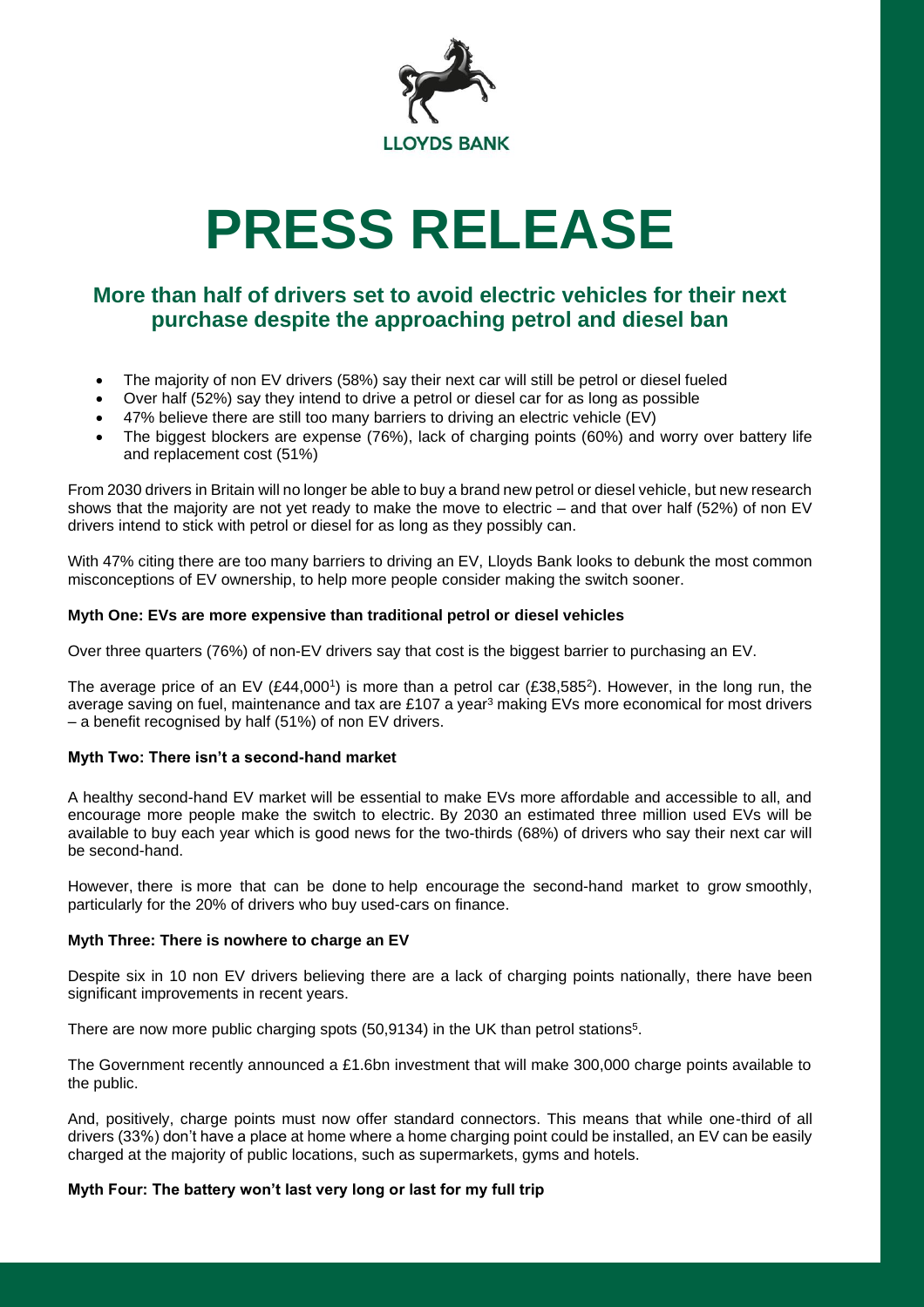LLOYDS BANK

# PRESS RELEASE

## More than half of drivers set to avoid electric vehicles for their next purchase despite the approaching petrol and diesel ban

- The majority of non EV drivers (58%) say their next car will still be petrol or diesel fueled
- Over half (52%) say they intend to drive a petrol or diesel car for as long as possible
- 47% believe there are still too many barriers to driving an electric vehicle (EV)
- The biggest blockers are expense (76%), lack of charging points (60%) and worry over battery life and replacement cost (51%)

From 2030 drivers in Britain will no longer be able to buy a brand new petrol or diesel vehicle, but new research shows that the majority are not yet ready to make the move to electric – and that over half (52%) of non EV drivers intend to stick with petrol or diesel for as long as they possibly can.

With 47% citing there are too many barriers to driving an EV, Lloyds Bank looks to debunk the most common misconceptions of EV ownership, to help more people consider making the switch sooner.

**Myth One: EVs are more expensive than traditional petrol or diesel vehicles**

Over three quarters (76%) of non-EV drivers say that cost is the biggest barrier to purchasing an EV.

The average price of an EV (£44,000[1]) is more than a petrol car (£38,585[2]). However, in the long run, the average saving on fuel, maintenance and tax are £107 a year[3] making EVs more economical for most drivers – a benefit recognised by half (51%) of non EV drivers.

**Myth Two: There isn't a second-hand market**

A healthy second-hand EV market will be essential to make EVs more affordable and accessible to all, and encourage more people make the switch to electric. By 2030 an estimated three million used EVs will be available to buy each year which is good news for the two-thirds (68%) of drivers who say their next car will be second-hand.

However, there is more that can be done to help encourage the second-hand market to grow smoothly, particularly for the 20% of drivers who buy used-cars on finance.

**Myth Three: There is nowhere to charge an EV**

Despite six in 10 non EV drivers believing there are a lack of charging points nationally, there have been significant improvements in recent years.

There are now more public charging spots (50,913[4]) in the UK than petrol stations[5].

The Government recently announced a £1.6bn investment that will make 300,000 charge points available to the public.

And, positively, charge points must now offer standard connectors. This means that while one-third of all drivers (33%) don't have a place at home where a home charging point could be installed, an EV can be easily charged at the majority of public locations, such as supermarkets, gyms and hotels.

**Myth Four: The battery won't last very long or last for my full trip**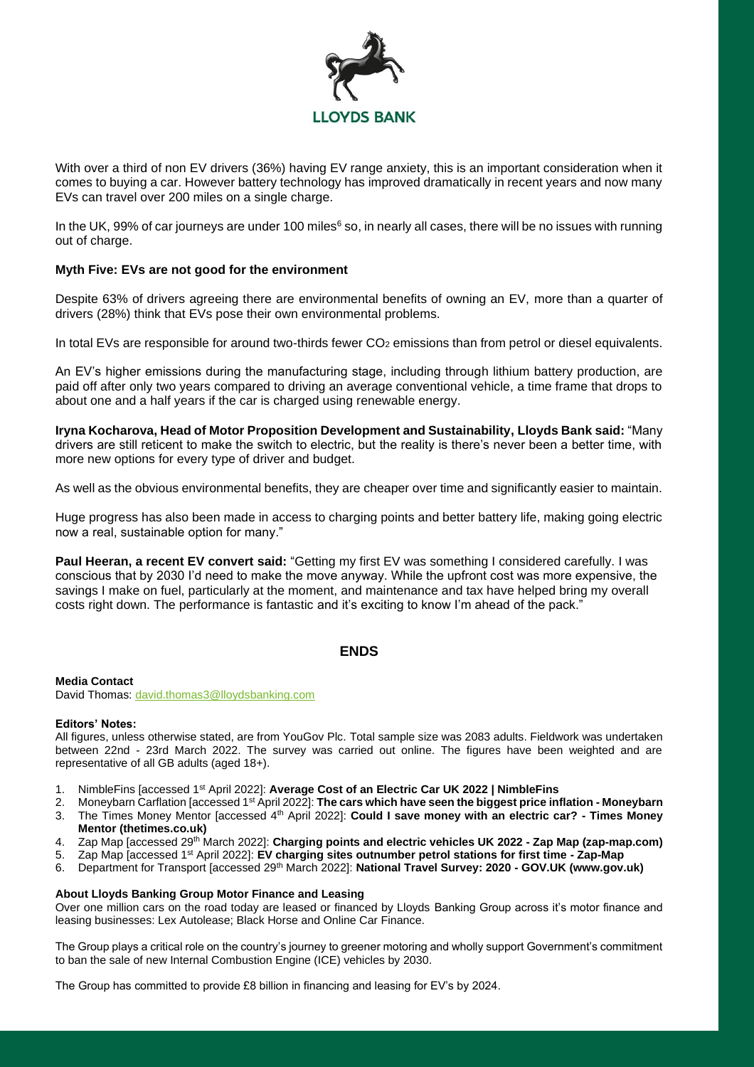With over a third of non EV drivers (36%) having EV range anxiety, this is an important consideration when it comes to buying a car. However battery technology has improved dramatically in recent years and now many EVs can travel over 200 miles on a single charge.

In the UK, 99% of car journeys are under 100 miles[6] so, in nearly all cases, there will be no issues with running out of charge.

**Myth Five: EVs are not good for the environment**

Despite 63% of drivers agreeing there are environmental benefits of owning an EV, more than a quarter of drivers (28%) think that EVs pose their own environmental problems.

In total EVs are responsible for around two-thirds fewer $CO_2$ emissions than from petrol or diesel equivalents.

An EV's higher emissions during the manufacturing stage, including through lithium battery production, are paid off after only two years compared to driving an average conventional vehicle, a time frame that drops to about one and a half years if the car is charged using renewable energy.

**Iryna Kocharova, Head of Motor Proposition Development and Sustainability, Lloyds Bank said:** "Many drivers are still reticent to make the switch to electric, but the reality is there's never been a better time, with more new options for every type of driver and budget.

As well as the obvious environmental benefits, they are cheaper over time and significantly easier to maintain.

Huge progress has also been made in access to charging points and better battery life, making going electric now a real, sustainable option for many."

**Paul Heeran, a recent EV convert said:** "Getting my first EV was something I considered carefully. I was conscious that by 2030 I'd need to make the move anyway. While the upfront cost was more expensive, the savings I make on fuel, particularly at the moment, and maintenance and tax have helped bring my overall costs right down. The performance is fantastic and it's exciting to know I'm ahead of the pack."

**ENDS**

**Media Contact**
David Thomas: david.thomas3@lloydsbanking.com

**Editors' Notes:**
All figures, unless otherwise stated, are from YouGov Plc. Total sample size was 2083 adults. Fieldwork was undertaken between 22nd - 23rd March 2022. The survey was carried out online. The figures have been weighted and are representative of all GB adults (aged 18+).

1. NimbleFins [accessed 1st April 2022]: **Average Cost of an Electric Car UK 2022 | NimbleFins**
2. Moneybarn Carflation [accessed 1st April 2022]: **The cars which have seen the biggest price inflation - Moneybarn**
3. The Times Money Mentor [accessed 4th April 2022]: **Could I save money with an electric car? - Times Money Mentor (thetimes.co.uk)**
4. Zap Map [accessed 29th March 2022]: **Charging points and electric vehicles UK 2022 - Zap Map (zap-map.com)**
5. Zap Map [accessed 1st April 2022]: **EV charging sites outnumber petrol stations for first time - Zap-Map**
6. Department for Transport [accessed 29th March 2022]: **National Travel Survey: 2020 - GOV.UK (www.gov.uk)**

**About Lloyds Banking Group Motor Finance and Leasing**
Over one million cars on the road today are leased or financed by Lloyds Banking Group across it's motor finance and leasing businesses: Lex Autolease; Black Horse and Online Car Finance.

The Group plays a critical role on the country's journey to greener motoring and wholly support Government's commitment to ban the sale of new Internal Combustion Engine (ICE) vehicles by 2030.

The Group has committed to provide £8 billion in financing and leasing for EV's by 2024.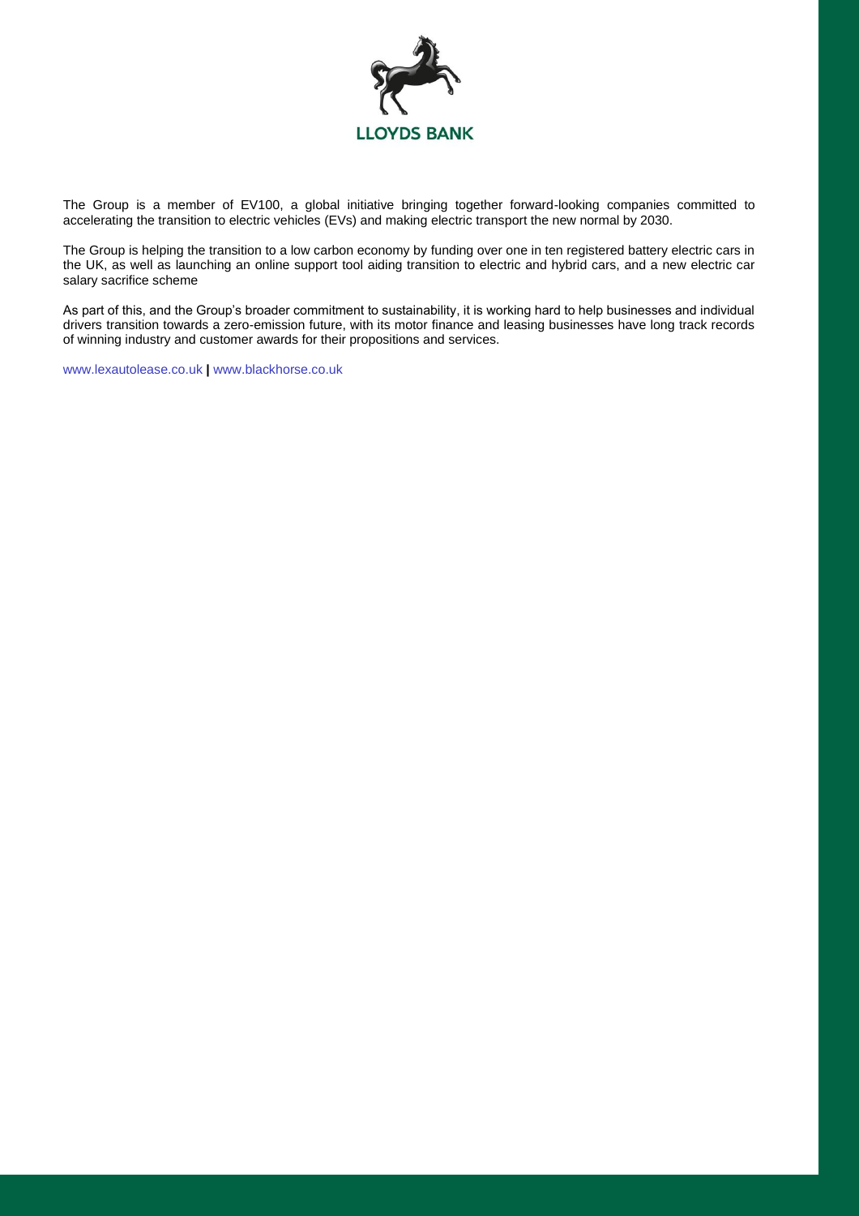LLOYDS BANK

The Group is a member of EV100, a global initiative bringing together forward-looking companies committed to accelerating the transition to electric vehicles (EVs) and making electric transport the new normal by 2030.

The Group is helping the transition to a low carbon economy by funding over one in ten registered battery electric cars in the UK, as well as launching an online support tool aiding transition to electric and hybrid cars, and a new electric car salary sacrifice scheme

As part of this, and the Group's broader commitment to sustainability, it is working hard to help businesses and individual drivers transition towards a zero-emission future, with its motor finance and leasing businesses have long track records of winning industry and customer awards for their propositions and services.

www.lexautolease.co.uk **|** www.blackhorse.co.uk